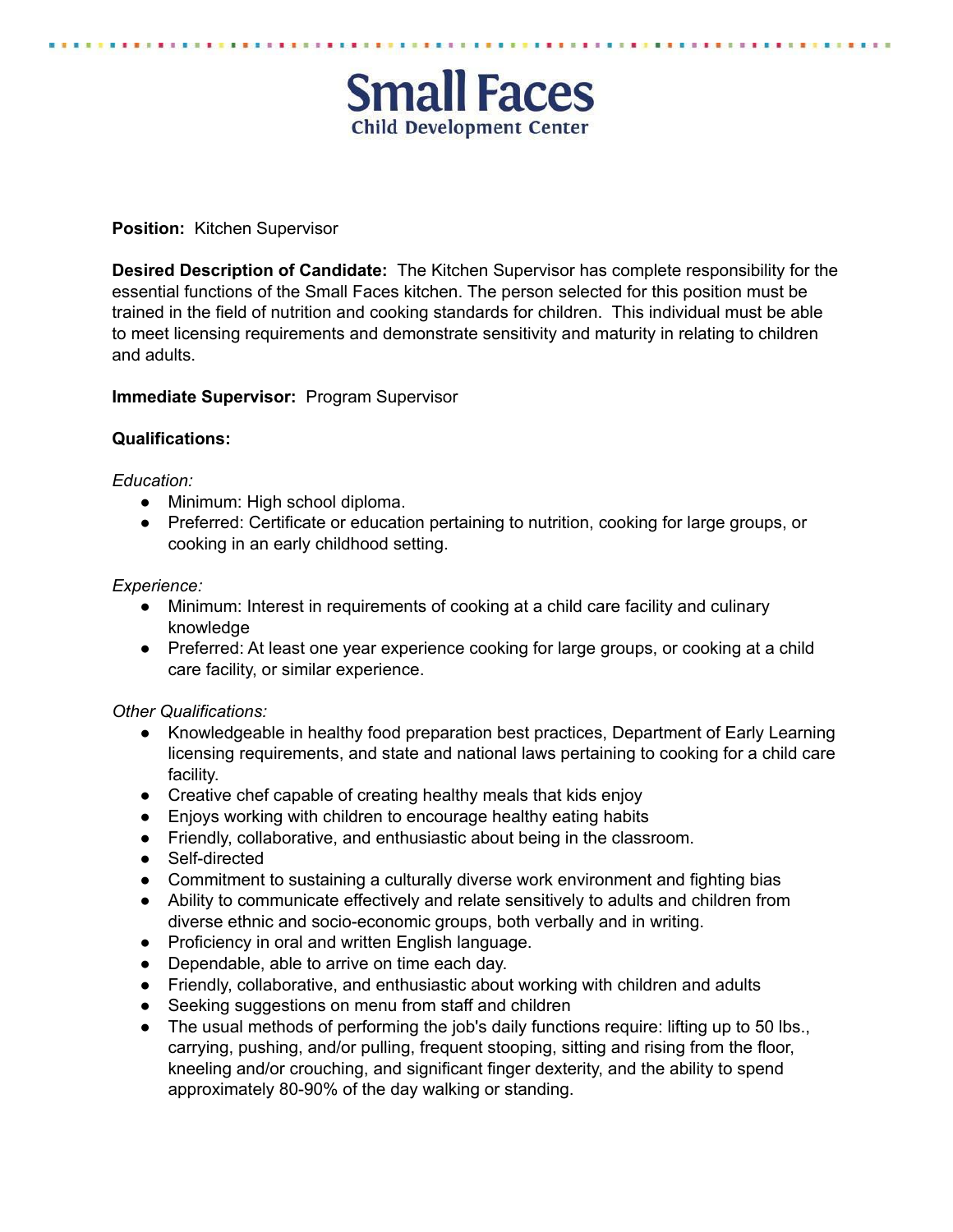# Small Faces

## Child Development Center

**Position:** Kitchen Supervisor

**Desired Description of Candidate:** The Kitchen Supervisor has complete responsibility for the essential functions of the Small Faces kitchen. The person selected for this position must be trained in the field of nutrition and cooking standards for children. This individual must be able to meet licensing requirements and demonstrate sensitivity and maturity in relating to children and adults.

**Immediate Supervisor:** Program Supervisor

**Qualifications:**

*Education:*

- Minimum: High school diploma.
- Preferred: Certificate or education pertaining to nutrition, cooking for large groups, or cooking in an early childhood setting.

*Experience:*

- Minimum: Interest in requirements of cooking at a child care facility and culinary knowledge
- Preferred: At least one year experience cooking for large groups, or cooking at a child care facility, or similar experience.

*Other Qualifications:*

- Knowledgeable in healthy food preparation best practices, Department of Early Learning licensing requirements, and state and national laws pertaining to cooking for a child care facility.
- Creative chef capable of creating healthy meals that kids enjoy
- Enjoys working with children to encourage healthy eating habits
- Friendly, collaborative, and enthusiastic about being in the classroom.
- Self-directed
- Commitment to sustaining a culturally diverse work environment and fighting bias
- Ability to communicate effectively and relate sensitively to adults and children from diverse ethnic and socio-economic groups, both verbally and in writing.
- Proficiency in oral and written English language.
- Dependable, able to arrive on time each day.
- Friendly, collaborative, and enthusiastic about working with children and adults
- Seeking suggestions on menu from staff and children
- The usual methods of performing the job's daily functions require: lifting up to 50 lbs., carrying, pushing, and/or pulling, frequent stooping, sitting and rising from the floor, kneeling and/or crouching, and significant finger dexterity, and the ability to spend approximately 80-90% of the day walking or standing.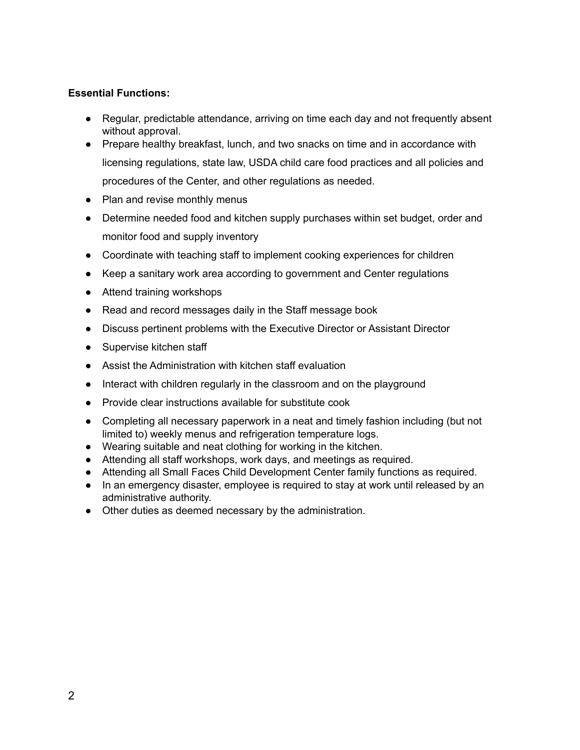**Essential Functions:**

- Regular, predictable attendance, arriving on time each day and not frequently absent without approval.
- Prepare healthy breakfast, lunch, and two snacks on time and in accordance with licensing regulations, state law, USDA child care food practices and all policies and procedures of the Center, and other regulations as needed.
- Plan and revise monthly menus
- Determine needed food and kitchen supply purchases within set budget, order and monitor food and supply inventory
- Coordinate with teaching staff to implement cooking experiences for children
- Keep a sanitary work area according to government and Center regulations
- Attend training workshops
- Read and record messages daily in the Staff message book
- Discuss pertinent problems with the Executive Director or Assistant Director
- Supervise kitchen staff
- Assist the Administration with kitchen staff evaluation
- Interact with children regularly in the classroom and on the playground
- Provide clear instructions available for substitute cook
- Completing all necessary paperwork in a neat and timely fashion including (but not limited to) weekly menus and refrigeration temperature logs.
- Wearing suitable and neat clothing for working in the kitchen.
- Attending all staff workshops, work days, and meetings as required.
- Attending all Small Faces Child Development Center family functions as required.
- In an emergency disaster, employee is required to stay at work until released by an administrative authority.
- Other duties as deemed necessary by the administration.